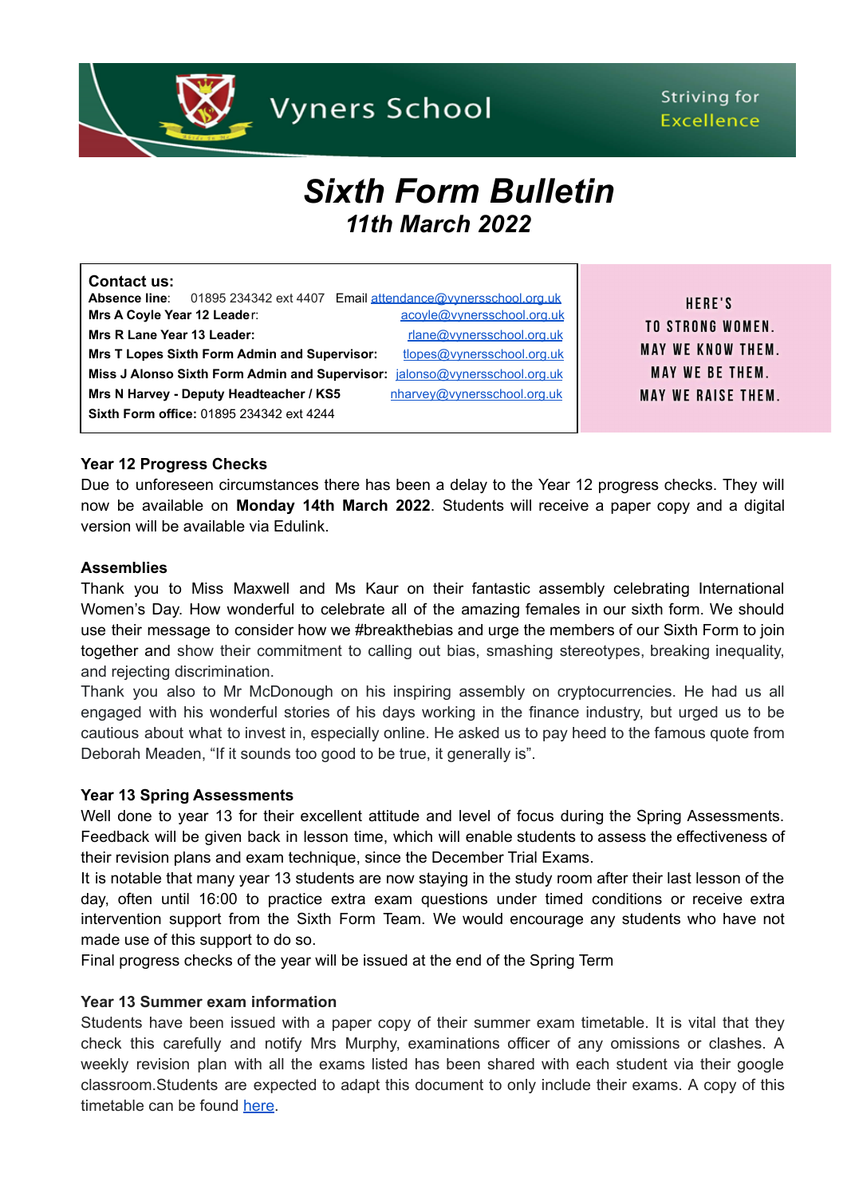Vyners School

Striving for Excellence

# Sixth Form Bulletin

## *11th March 2022*

**Contact us:**

**Absence line**: 01895 234342 ext 4407 Email attendance@vynersschool.org.uk
**Mrs A Coyle Year 12 Leade**r: acoyle@vynersschool.org.uk
**Mrs R Lane Year 13 Leader:** rlane@vynersschool.org.uk
**Mrs T Lopes Sixth Form Admin and Supervisor:** tlopes@vynersschool.org.uk
**Miss J Alonso Sixth Form Admin and Supervisor:** jalonso@vynersschool.org.uk
**Mrs N Harvey - Deputy Headteacher / KS5** nharvey@vynersschool.org.uk
**Sixth Form office:** 01895 234342 ext 4244

HERE'S
TO STRONG WOMEN.
MAY WE KNOW THEM.
MAY WE BE THEM.
MAY WE RAISE THEM.

### Year 12 Progress Checks

Due to unforeseen circumstances there has been a delay to the Year 12 progress checks. They will now be available on **Monday 14th March 2022**. Students will receive a paper copy and a digital version will be available via Edulink.

### Assemblies

Thank you to Miss Maxwell and Ms Kaur on their fantastic assembly celebrating International Women's Day. How wonderful to celebrate all of the amazing females in our sixth form. We should use their message to consider how we #breakthebias and urge the members of our Sixth Form to join together and show their commitment to calling out bias, smashing stereotypes, breaking inequality, and rejecting discrimination.

Thank you also to Mr McDonough on his inspiring assembly on cryptocurrencies. He had us all engaged with his wonderful stories of his days working in the finance industry, but urged us to be cautious about what to invest in, especially online. He asked us to pay heed to the famous quote from Deborah Meaden, "If it sounds too good to be true, it generally is".

### Year 13 Spring Assessments

Well done to year 13 for their excellent attitude and level of focus during the Spring Assessments. Feedback will be given back in lesson time, which will enable students to assess the effectiveness of their revision plans and exam technique, since the December Trial Exams.

It is notable that many year 13 students are now staying in the study room after their last lesson of the day, often until 16:00 to practice extra exam questions under timed conditions or receive extra intervention support from the Sixth Form Team. We would encourage any students who have not made use of this support to do so.

Final progress checks of the year will be issued at the end of the Spring Term

### Year 13 Summer exam information

Students have been issued with a paper copy of their summer exam timetable. It is vital that they check this carefully and notify Mrs Murphy, examinations officer of any omissions or clashes. A weekly revision plan with all the exams listed has been shared with each student via their google classroom.Students are expected to adapt this document to only include their exams. A copy of this timetable can be found here.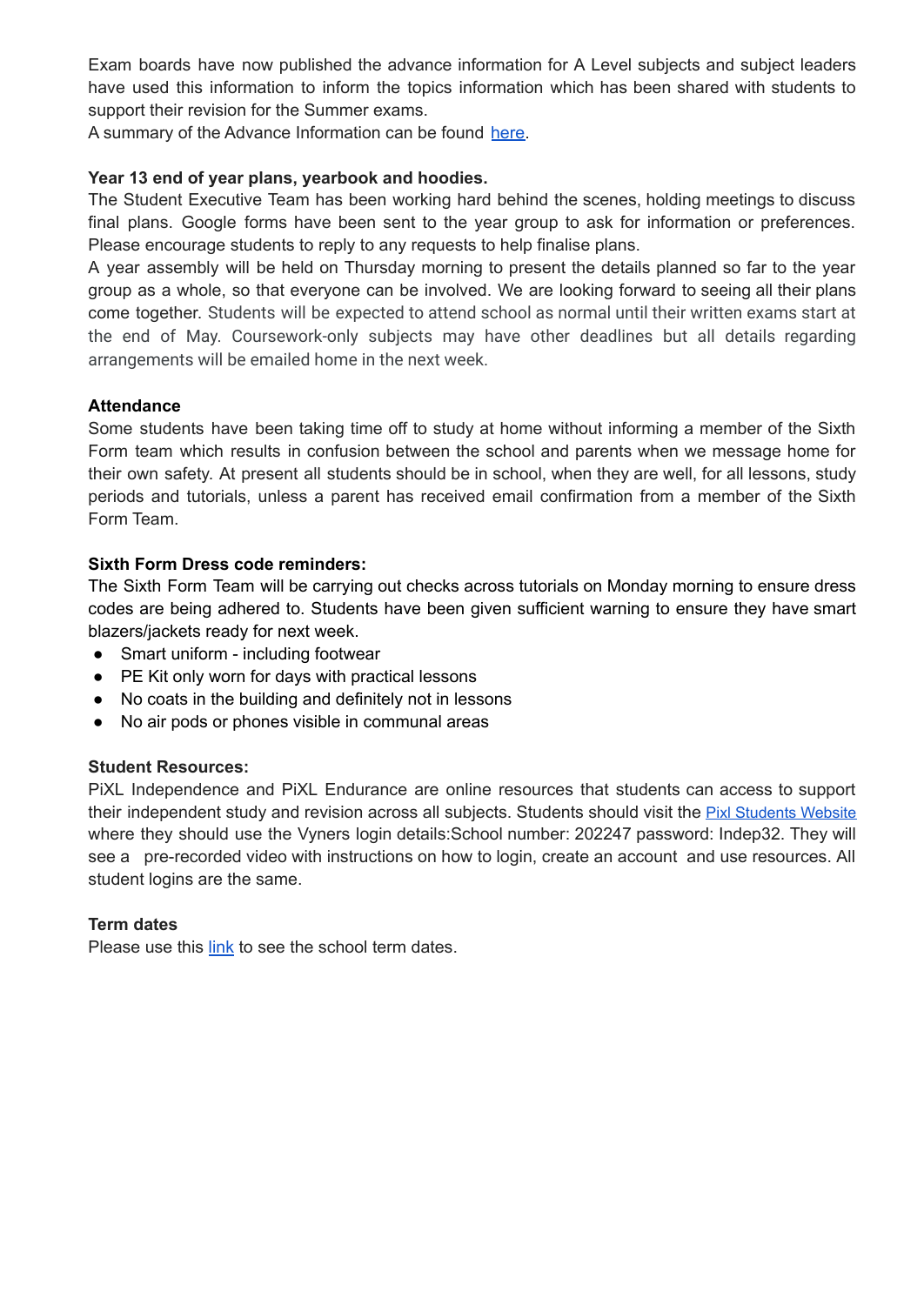Exam boards have now published the advance information for A Level subjects and subject leaders have used this information to inform the topics information which has been shared with students to support their revision for the Summer exams.
A summary of the Advance Information can be found [here](#).

**Year 13 end of year plans, yearbook and hoodies.**
The Student Executive Team has been working hard behind the scenes, holding meetings to discuss final plans. Google forms have been sent to the year group to ask for information or preferences. Please encourage students to reply to any requests to help finalise plans.
A year assembly will be held on Thursday morning to present the details planned so far to the year group as a whole, so that everyone can be involved. We are looking forward to seeing all their plans come together. Students will be expected to attend school as normal until their written exams start at the end of May. Coursework-only subjects may have other deadlines but all details regarding arrangements will be emailed home in the next week.

**Attendance**
Some students have been taking time off to study at home without informing a member of the Sixth Form team which results in confusion between the school and parents when we message home for their own safety. At present all students should be in school, when they are well, for all lessons, study periods and tutorials, unless a parent has received email confirmation from a member of the Sixth Form Team.

**Sixth Form Dress code reminders:**
The Sixth Form Team will be carrying out checks across tutorials on Monday morning to ensure dress codes are being adhered to. Students have been given sufficient warning to ensure they have smart blazers/jackets ready for next week.

- Smart uniform - including footwear
- PE Kit only worn for days with practical lessons
- No coats in the building and definitely not in lessons
- No air pods or phones visible in communal areas

**Student Resources:**
PiXL Independence and PiXL Endurance are online resources that students can access to support their independent study and revision across all subjects. Students should visit the [Pixl Students Website](#) where they should use the Vyners login details:School number: 202247 password: Indep32. They will see a pre-recorded video with instructions on how to login, create an account and use resources. All student logins are the same.

**Term dates**
Please use this [link](#) to see the school term dates.